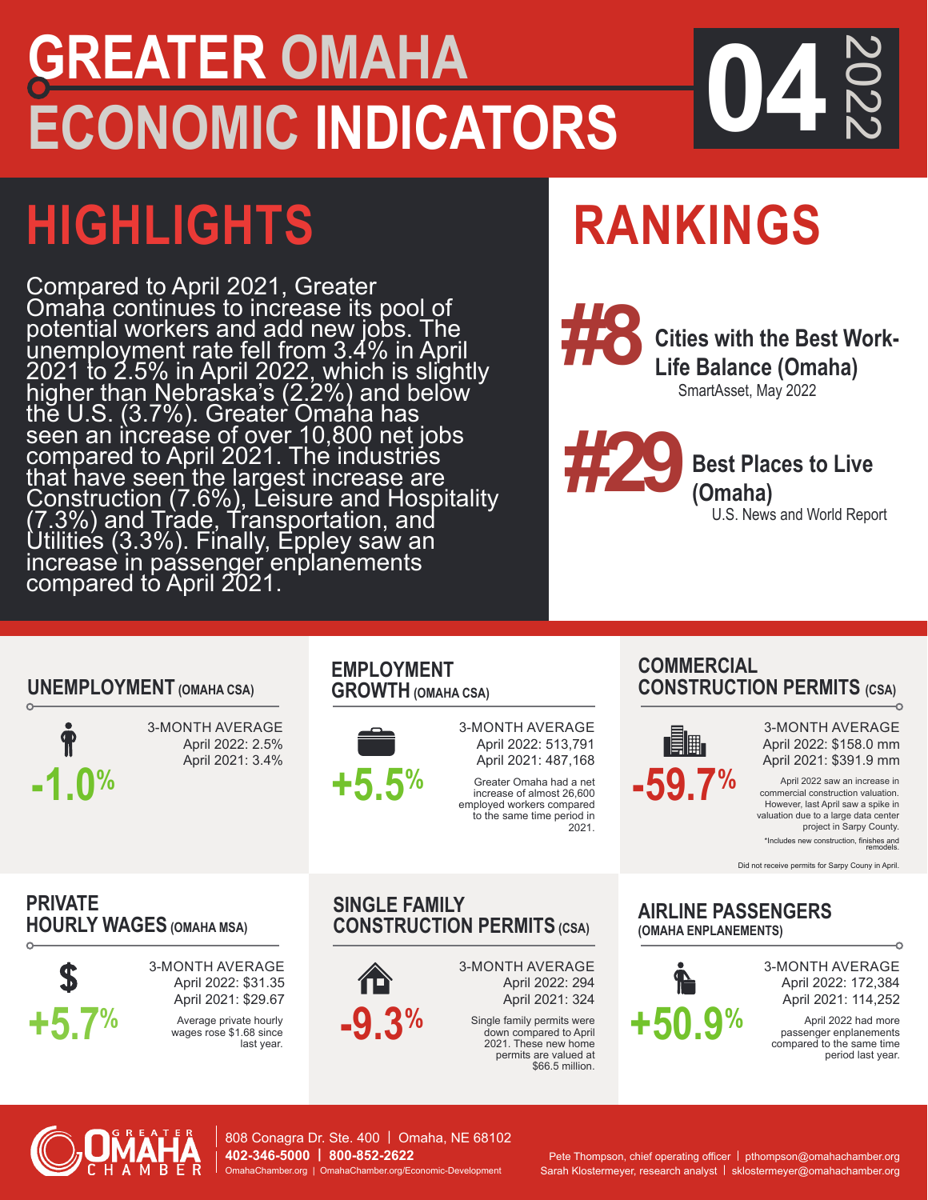# GREATER OMAHA ECONOMIC INDICATORS

**04 2022**

## HIGHLIGHTS

Compared to April 2021, Greater Omaha continues to increase its pool of potential workers and add new jobs. The unemployment rate fell from 3.4% in April 2021 to 2.5% in April 2022, which is slightly higher than Nebraska's (2.2%) and below the U.S. (3.7%). Greater Omaha has seen an increase of over 10,800 net jobs compared to April 2021. The industries that have seen the largest increase are Construction (7.6%), Leisure and Hospitality (7.3%) and Trade, Transportation, and Utilities (3.3%). Finally, Eppley saw an increase in passenger enplanements compared to April 2021.

## RANKINGS

**#8** **Cities with the Best Work-Life Balance (Omaha)**
SmartAsset, May 2022

**#29** **Best Places to Live (Omaha)**
U.S. News and World Report

### UNEMPLOYMENT (OMAHA CSA)

**-1.0%**

3-MONTH AVERAGE
April 2022: 2.5%
April 2021: 3.4%

### EMPLOYMENT GROWTH (OMAHA CSA)

**+5.5%**

3-MONTH AVERAGE
April 2022: 513,791
April 2021: 487,168

Greater Omaha had a net increase of almost 26,600 employed workers compared to the same time period in 2021.

### COMMERCIAL CONSTRUCTION PERMITS (CSA)

**-59.7%**

3-MONTH AVERAGE
April 2022: $158.0 mm
April 2021: $391.9 mm

April 2022 saw an increase in commercial construction valuation. However, last April saw a spike in valuation due to a large data center project in Sarpy County.

*Includes new construction, finishes and remodels.

Did not receive permits for Sarpy Couny in April.

### PRIVATE HOURLY WAGES (OMAHA MSA)

**+5.7%**

3-MONTH AVERAGE
April 2022: $31.35
April 2021: $29.67

Average private hourly wages rose $1.68 since last year.

### SINGLE FAMILY CONSTRUCTION PERMITS (CSA)

**-9.3%**

3-MONTH AVERAGE
April 2022: 294
April 2021: 324

Single family permits were down compared to April 2021. These new home permits are valued at $66.5 million.

### AIRLINE PASSENGERS (OMAHA ENPLANEMENTS)

**+50.9%**

3-MONTH AVERAGE
April 2022: 172,384
April 2021: 114,252

April 2022 had more passenger enplanements compared to the same time period last year.

GREATER OMAHA CHAMBER
808 Conagra Dr. Ste. 400 | Omaha, NE 68102
**402-346-5000 | 800-852-2622**
OmahaChamber.org | OmahaChamber.org/Economic-Development

Pete Thompson, chief operating officer | pthompson@omahachamber.org
Sarah Klostermeyer, research analyst | sklostermeyer@omahachamber.org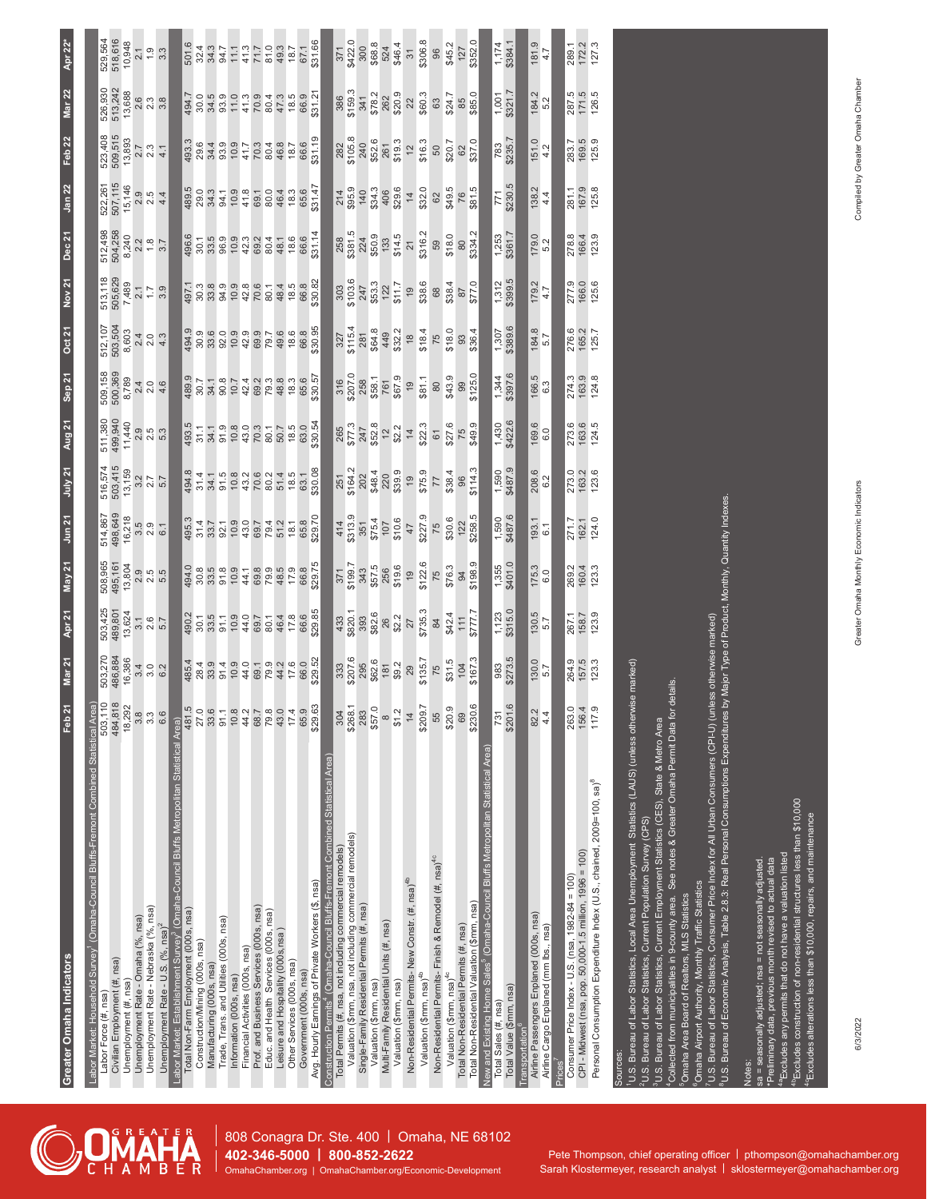# Greater Omaha Indicators

| Greater Omaha Indicators | Feb 21 | Mar 21 | Apr 21 | May 21 | Jun 21 | July 21 | Aug 21 | Sep 21 | Oct 21 | Nov 21 | Dec 21 | Jan 22 | Feb 22 | Mar 22 | Apr 22* |
|---|---|---|---|---|---|---|---|---|---|---|---|---|---|---|---|
| **Labor Market: Household Survey[1] (Omaha-Council Bluffs-Fremont Combined Statistical Area)** | | | | | | | | | | | | | | | |
| Labor Force (#, nsa) | 503,110 | 503,270 | 503,425 | 508,965 | 514,867 | 516,574 | 511,380 | 509,158 | 512,107 | 513,118 | 512,498 | 522,261 | 523,408 | 526,930 | 529,564 |
| Civilian Employment (#, nsa) | 484,818 | 486,884 | 489,801 | 495,161 | 498,649 | 503,415 | 499,940 | 500,369 | 503,504 | 505,629 | 504,258 | 507,115 | 509,515 | 513,242 | 518,616 |
| Unemployment (#, nsa) | 18,292 | 16,386 | 13,624 | 13,804 | 16,218 | 13,159 | 11,440 | 8,789 | 8,603 | 7,489 | 8,240 | 15,146 | 13,893 | 13,688 | 10,948 |
| Unemployment Rate - Omaha (%, nsa) | 3.8 | 3.4 | 3.1 | 2.9 | 3.5 | 3.2 | 2.9 | 2.4 | 2.4 | 2.1 | 2.2 | 2.9 | 2.7 | 2.6 | 2.1 |
| Unemployment Rate - Nebraska (%, nsa) | 3.3 | 3.0 | 2.6 | 2.5 | 2.9 | 2.7 | 2.5 | 2.0 | 2.0 | 1.7 | 1.8 | 2.5 | 2.3 | 2.3 | 1.9 |
| Unemployment Rate - U.S. (%, nsa)[2] | 6.6 | 6.2 | 5.7 | 5.5 | 6.1 | 5.7 | 5.3 | 4.6 | 4.3 | 3.9 | 3.7 | 4.4 | 4.1 | 3.8 | 3.3 |
| **Labor Market: Establishment Survey[3] (Omaha-Council Bluffs Metropolitan Statistical Area)** | | | | | | | | | | | | | | | |
| Total Non-Farm Employment (000s, nsa) | 481.5 | 485.4 | 490.2 | 494.0 | 495.3 | 494.8 | 493.5 | 489.9 | 494.9 | 497.1 | 496.6 | 489.5 | 493.3 | 494.7 | 501.6 |
| Construction/Mining (000s, nsa) | 27.0 | 28.4 | 30.1 | 30.8 | 31.4 | 31.4 | 31.1 | 30.7 | 30.9 | 30.3 | 30.1 | 29.0 | 29.6 | 30.0 | 32.4 |
| Manufacturing (000s, nsa) | 33.6 | 33.9 | 33.5 | 33.5 | 33.7 | 34.1 | 34.1 | 34.1 | 33.6 | 33.8 | 33.5 | 34.3 | 34.4 | 34.5 | 34.3 |
| Trade, Trans and Utilities (000s, nsa) | 91.1 | 91.4 | 91.1 | 91.8 | 92.1 | 91.5 | 91.9 | 90.8 | 92.0 | 94.9 | 96.9 | 94.1 | 93.9 | 93.9 | 94.7 |
| Information (000s, nsa) | 10.8 | 10.9 | 10.9 | 10.9 | 10.9 | 10.8 | 10.8 | 10.7 | 10.9 | 10.9 | 10.9 | 10.9 | 10.9 | 11.0 | 11.1 |
| Financial Activities (000s, nsa) | 44.2 | 44.0 | 44.0 | 44.1 | 43.0 | 43.2 | 43.0 | 42.4 | 42.9 | 42.8 | 42.3 | 41.8 | 41.7 | 41.3 | 41.3 |
| Prof. and Business Services (000s, nsa) | 68.7 | 69.1 | 69.7 | 69.8 | 69.7 | 70.6 | 70.3 | 69.2 | 69.9 | 70.6 | 69.2 | 69.1 | 70.3 | 70.9 | 71.7 |
| Educ. and Health Services (000s, nsa) | 79.8 | 79.9 | 80.1 | 79.9 | 79.4 | 80.2 | 80.1 | 79.3 | 79.7 | 80.1 | 80.4 | 80.0 | 80.4 | 80.4 | 81.0 |
| Leisure and Hospitality (000s,nsa) | 43.0 | 44.2 | 46.4 | 48.5 | 51.2 | 51.4 | 50.7 | 48.8 | 49.6 | 48.4 | 48.1 | 46.4 | 46.8 | 47.3 | 49.3 |
| Other Services (000s, nsa) | 17.4 | 17.6 | 17.8 | 17.9 | 18.1 | 18.5 | 18.5 | 18.3 | 18.6 | 18.5 | 18.6 | 18.3 | 18.7 | 18.5 | 18.7 |
| Government (000s, nsa) | 65.9 | 66.0 | 66.6 | 66.8 | 65.8 | 63.1 | 63.0 | 65.6 | 66.8 | 66.8 | 66.6 | 65.6 | 66.6 | 66.9 | 67.1 |
| Avg. Hourly Earnings of Private Workers ($, nsa) | $29.63 | $29.52 | $29.85 | $29.75 | $29.70 | $30.08 | $30.54 | $30.57 | $30.95 | $30.82 | $31.14 | $31.47 | $31.19 | $31.21 | $31.66 |
| **Construction Permits[4] (Omaha-Council Bluffs-Fremont Combined Statistical Area)** | | | | | | | | | | | | | | | |
| Total Permits (#, nsa, not including commercial remodels) | 304 | 333 | 433 | 371 | 414 | 251 | 265 | 316 | 327 | 303 | 258 | 214 | 282 | 386 | 371 |
| Valuation ($mm, nsa, not including commercial remodels) | $268.1 | $207.6 | $820.1 | $199.7 | $313.9 | $164.2 | $77.3 | $207.0 | $115.4 | $103.6 | $381.5 | $95.9 | $105.8 | $159.3 | $422.0 |
| Single-Family Residential Permits (#, nsa) | 283 | 295 | 393 | 343 | 351 | 202 | 247 | 258 | 281 | 247 | 224 | 140 | 240 | 341 | 300 |
| Valuation ($mm, nsa) | $57.0 | $62.6 | $82.6 | $57.5 | $75.4 | $48.4 | $52.8 | $58.1 | $64.8 | $53.3 | $50.9 | $34.3 | $52.6 | $78.2 | $68.8 |
| Multi-Family Residential Units (#, nsa) | 8 | 181 | 26 | 256 | 107 | 220 | 12 | 761 | 449 | 122 | 133 | 406 | 261 | 262 | 524 |
| Valuation ($mm, nsa) | $1.2 | $9.2 | $2.2 | $19.6 | $10.6 | $39.9 | $2.2 | $67.9 | $32.2 | $11.7 | $14.5 | $29.6 | $19.3 | $20.9 | $46.4 |
| Non-Residential Permits- New Constr. (#, nsa)[4b] | 14 | 29 | 27 | 19 | 47 | 19 | 14 | 19 | 18 | 19 | 21 | 14 | 12 | 22 | 31 |
| Valuation ($mm, nsa)[4b] | $209.7 | $135.7 | $735.3 | $122.6 | $227.9 | $75.9 | $22.3 | $81.1 | $18.4 | $38.6 | $316.2 | $32.0 | $16.3 | $60.3 | $306.8 |
| Non-Residential Permits- Finish & Remodel (#, nsa)[4c] | 55 | 75 | 84 | 75 | 75 | 77 | 61 | 80 | 75 | 68 | 59 | 62 | 50 | 63 | 96 |
| Valuation ($mm, nsa)[4c] | $20.9 | $31.5 | $42.4 | $76.3 | $30.6 | $38.4 | $27.6 | $43.9 | $18.0 | $38.4 | $18.0 | $49.5 | $20.7 | $24.7 | $45.2 |
| Total Non-Residential Permits (#, nsa) | 69 | 104 | 111 | 94 | 122 | 96 | 75 | 99 | 93 | 87 | 80 | 76 | 62 | 85 | 127 |
| Total Non-Residential Valuation ($mm, nsa) | $230.6 | $167.3 | $777.7 | $198.9 | $258.5 | $114.3 | $49.9 | $125.0 | $36.4 | $77.0 | $334.2 | $81.5 | $37.0 | $85.0 | $352.0 |
| **New and Existing Home Sales[5] (Omaha-Council Bluffs Metropolitan Statistical Area)** | | | | | | | | | | | | | | | |
| Total Sales (#, nsa) | 731 | 983 | 1,123 | 1,355 | 1,590 | 1,590 | 1,430 | 1,344 | 1,307 | 1,312 | 1,253 | 771 | 783 | 1,001 | 1,174 |
| Total Value ($mm, nsa) | $201.6 | $273.5 | $315.0 | $401.0 | $487.6 | $487.9 | $422.6 | $397.6 | $389.6 | $399.5 | $361.7 | $230.5 | $235.7 | $321.7 | $384.1 |
| **Transportation[6]** | | | | | | | | | | | | | | | |
| Airline Passengers Enplaned (000s, nsa) | 82.2 | 130.0 | 130.5 | 175.3 | 193.1 | 208.6 | 169.6 | 166.5 | 184.8 | 179.2 | 179.0 | 138.2 | 151.0 | 184.2 | 181.9 |
| Airline Cargo Enplaned (mm lbs., nsa) | 4.4 | 5.7 | 5.7 | 6.0 | 6.1 | 6.2 | 6.0 | 6.3 | 5.7 | 4.7 | 5.2 | 4.4 | 4.2 | 5.2 | 4.7 |
| **Prices[7]** | | | | | | | | | | | | | | | |
| Consumer Price Index - U.S. (nsa, 1982-84 = 100) | 263.0 | 264.9 | 267.1 | 269.2 | 271.7 | 273.0 | 273.6 | 274.3 | 276.6 | 277.9 | 278.8 | 281.1 | 283.7 | 287.5 | 289.1 |
| CPI - Midwest (nsa, pop. 50,000-1.5 million, 1996 = 100) | 156.4 | 157.5 | 158.7 | 160.4 | 162.1 | 163.2 | 163.6 | 163.9 | 165.2 | 166.0 | 166.4 | 167.9 | 169.5 | 171.5 | 172.2 |
| Personal Consumption Expenditure Index (U.S., chained, 2009=100, sa)[8] | 117.9 | 123.3 | 123.9 | 123.3 | 124.0 | 123.6 | 124.5 | 124.8 | 125.7 | 125.6 | 123.9 | 125.8 | 125.9 | 126.5 | 127.3 |

Sources:
[1]U.S. Bureau of Labor Statistics, Local Area Unemployment Statistics (LAUS) (unless otherwise marked)
[2]U.S. Bureau of Labor Statistics, Current Population Survey (CPS)
[3]U.S. Bureau of Labor Statistics, Current Employment Statistics (CES), State & Metro Area
[4]Collected from municipalities in 9-county area. See notes & Greater Omaha Permit Data for details.
[5]Omaha Area Board of Realtors, MLS Statistics
[6]Omaha Airport Authority, Monthly Traffic Statistics
[7]U.S. Bureau of Labor Statistics, Consumer Price Index for All Urban Consumers (CPI-U) (unless otherwise marked)
[8]U.S. Bureau of Economic Analysis, Table 2.8.3: Real Personal Consumptions Expenditures by Major Type of Product, Monthly, Quantity Indexes.

Notes:
sa = seasonally adjusted; nsa = not seasonally adjusted.
*Preliminary data, previous month revised to actual data
[4a]Excludes any permits that do not have a valuation listed
[4b]Excludes construction of non-residential structures less than $10,000
[4c]Excludes alterations less than $10,000, repairs, and maintenance

Greater Omaha Monthly Economic Indicators

Compiled by Greater Omaha Chamber

6/3/2022

808 Conagra Dr. Ste. 400 | Omaha, NE 68102
402-346-5000 | 800-852-2622
OmahaChamber.org | OmahaChamber.org/Economic-Development

Pete Thompson, chief operating officer | pthompson@omahachamber.org
Sarah Klostermeyer, research analyst | sklostermeyer@omahachamber.org